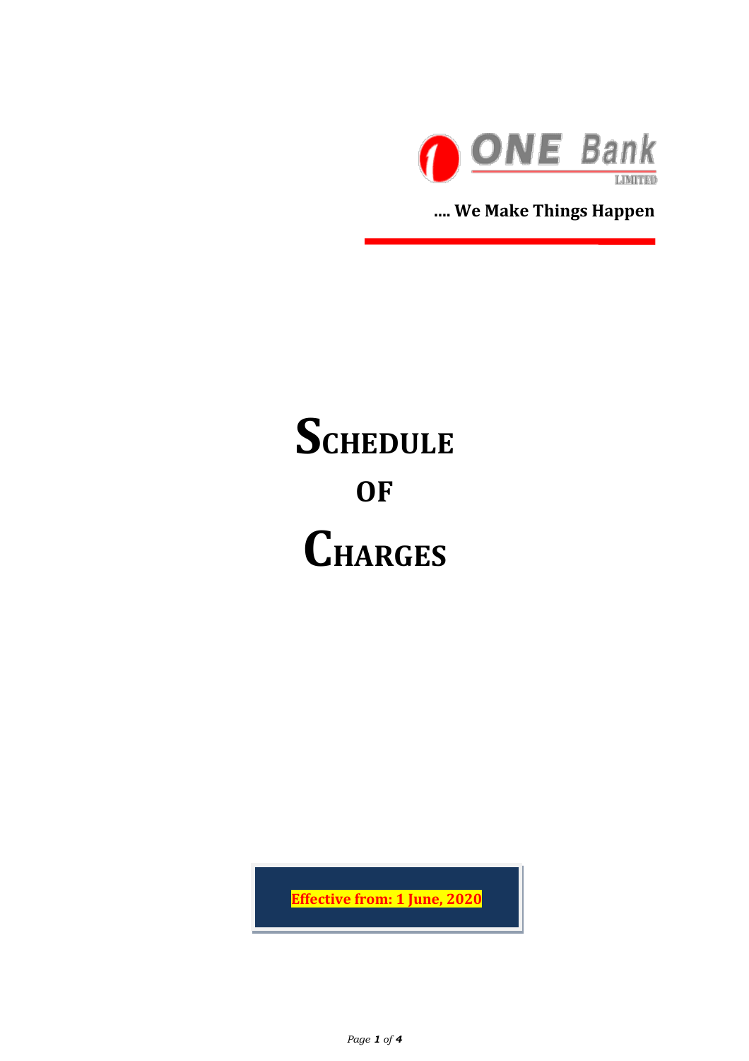ONE Bank LIMITED

**.... We Make Things Happen**

# SCHEDULE OF CHARGES

**Effective from: 1 June, 2020**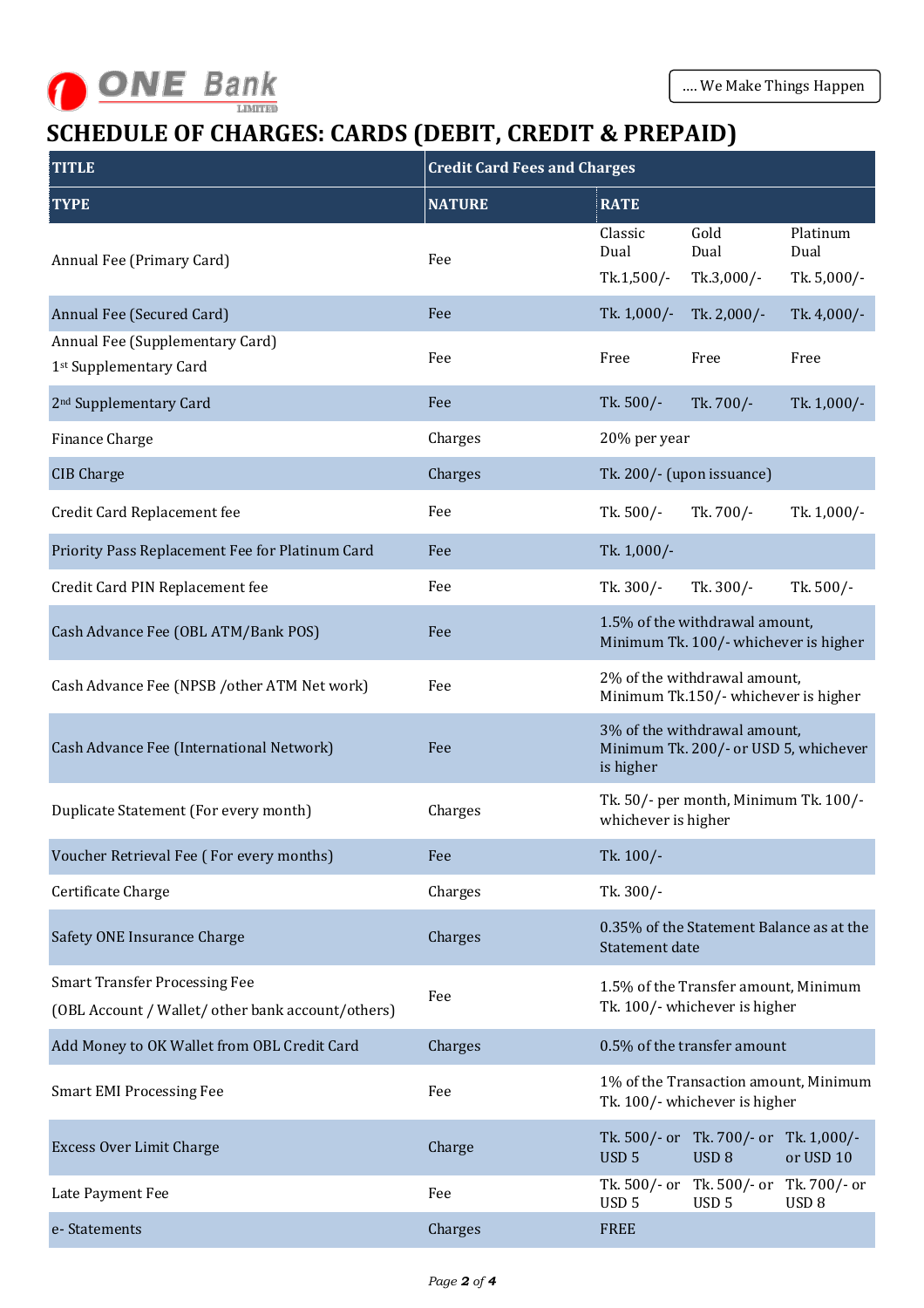ONE Bank LIMITED

.... We Make Things Happen

# SCHEDULE OF CHARGES: CARDS (DEBIT, CREDIT & PREPAID)

| TITLE | Credit Card Fees and Charges | | | |
|---|---|---|---|---|
| **TYPE** | **NATURE** | **RATE** | | |
| Annual Fee (Primary Card) | Fee | Classic Dual<br>Tk.1,500/- | Gold Dual<br>Tk.3,000/- | Platinum Dual<br>Tk. 5,000/- |
| Annual Fee (Secured Card) | Fee | Tk. 1,000/- | Tk. 2,000/- | Tk. 4,000/- |
| Annual Fee (Supplementary Card)<br>1st Supplementary Card | Fee | Free | Free | Free |
| 2nd Supplementary Card | Fee | Tk. 500/- | Tk. 700/- | Tk. 1,000/- |
| Finance Charge | Charges | 20% per year | | |
| CIB Charge | Charges | Tk. 200/- (upon issuance) | | |
| Credit Card Replacement fee | Fee | Tk. 500/- | Tk. 700/- | Tk. 1,000/- |
| Priority Pass Replacement Fee for Platinum Card | Fee | Tk. 1,000/- | | |
| Credit Card PIN Replacement fee | Fee | Tk. 300/- | Tk. 300/- | Tk. 500/- |
| Cash Advance Fee (OBL ATM/Bank POS) | Fee | 1.5% of the withdrawal amount, Minimum Tk. 100/- whichever is higher | | |
| Cash Advance Fee (NPSB /other ATM Net work) | Fee | 2% of the withdrawal amount, Minimum Tk.150/- whichever is higher | | |
| Cash Advance Fee (International Network) | Fee | 3% of the withdrawal amount, Minimum Tk. 200/- or USD 5, whichever is higher | | |
| Duplicate Statement (For every month) | Charges | Tk. 50/- per month, Minimum Tk. 100/- whichever is higher | | |
| Voucher Retrieval Fee ( For every months) | Fee | Tk. 100/- | | |
| Certificate Charge | Charges | Tk. 300/- | | |
| Safety ONE Insurance Charge | Charges | 0.35% of the Statement Balance as at the Statement date | | |
| Smart Transfer Processing Fee<br>(OBL Account / Wallet/ other bank account/others) | Fee | 1.5% of the Transfer amount, Minimum Tk. 100/- whichever is higher | | |
| Add Money to OK Wallet from OBL Credit Card | Charges | 0.5% of the transfer amount | | |
| Smart EMI Processing Fee | Fee | 1% of the Transaction amount, Minimum Tk. 100/- whichever is higher | | |
| Excess Over Limit Charge | Charge | Tk. 500/- or USD 5 | Tk. 700/- or USD 8 | Tk. 1,000/- or USD 10 |
| Late Payment Fee | Fee | Tk. 500/- or USD 5 | Tk. 500/- or USD 5 | Tk. 700/- or USD 8 |
| e- Statements | Charges | FREE | | |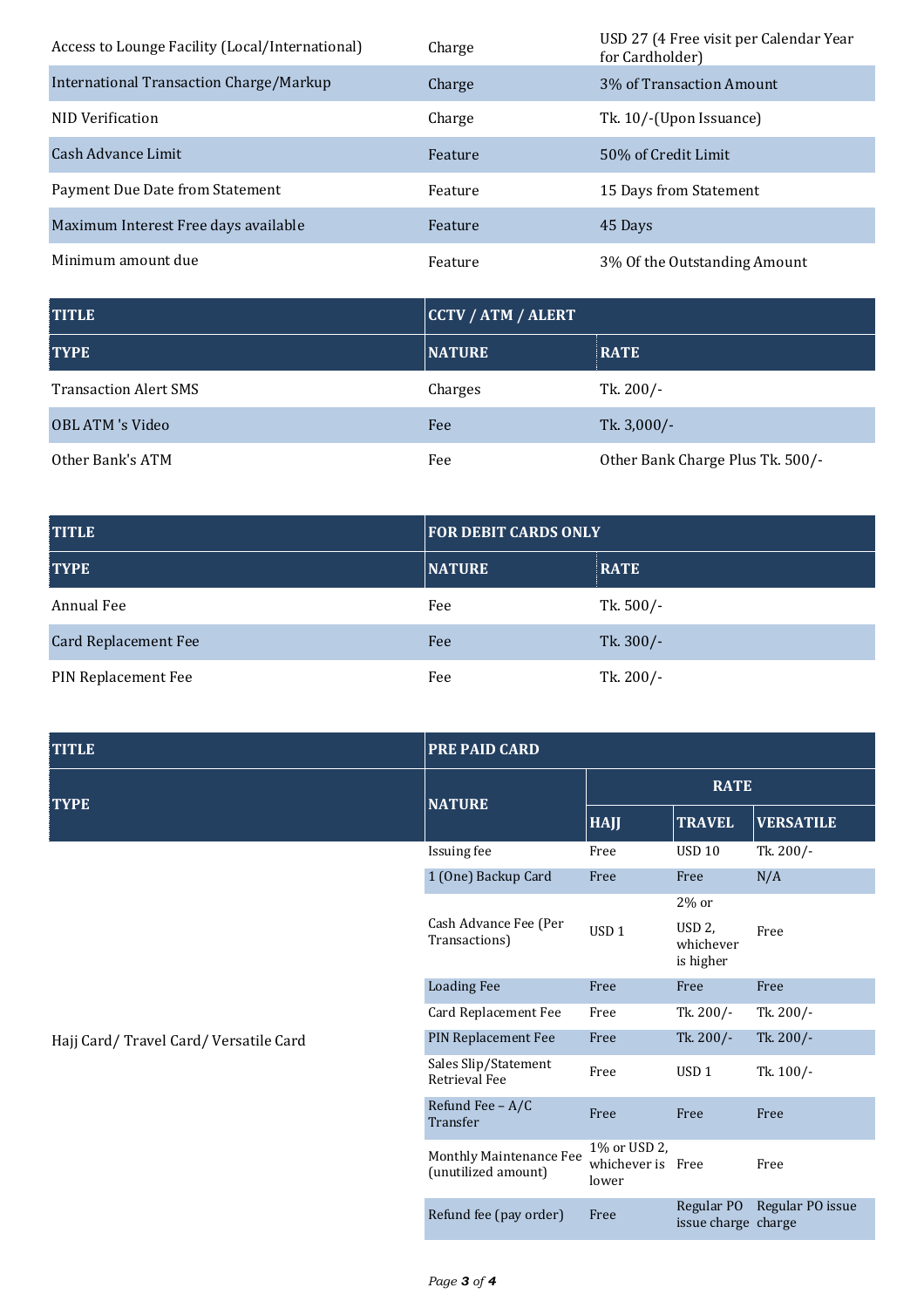| | | |
|---|---|---|
| Access to Lounge Facility (Local/International) | Charge | USD 27 (4 Free visit per Calendar Year for Cardholder) |
| International Transaction Charge/Markup | Charge | 3% of Transaction Amount |
| NID Verification | Charge | Tk. 10/-(Upon Issuance) |
| Cash Advance Limit | Feature | 50% of Credit Limit |
| Payment Due Date from Statement | Feature | 15 Days from Statement |
| Maximum Interest Free days available | Feature | 45 Days |
| Minimum amount due | Feature | 3% Of the Outstanding Amount |

| **TITLE** | **CCTV / ATM / ALERT** | |
|---|---|---|
| **TYPE** | **NATURE** | **RATE** |
| Transaction Alert SMS | Charges | Tk. 200/- |
| OBL ATM 's Video | Fee | Tk. 3,000/- |
| Other Bank's ATM | Fee | Other Bank Charge Plus Tk. 500/- |

| **TITLE** | **FOR DEBIT CARDS ONLY** | |
|---|---|---|
| **TYPE** | **NATURE** | **RATE** |
| Annual Fee | Fee | Tk. 500/- |
| Card Replacement Fee | Fee | Tk. 300/- |
| PIN Replacement Fee | Fee | Tk. 200/- |

| **TITLE** | **PRE PAID CARD** | | | |
|---|---|---|---|---|
| **TYPE** | **NATURE** | **RATE** | | |
| | | **HAJJ** | **TRAVEL** | **VERSATILE** |
| Hajj Card/ Travel Card/ Versatile Card | Issuing fee | Free | USD 10 | Tk. 200/- |
| | 1 (One) Backup Card | Free | Free | N/A |
| | Cash Advance Fee (Per Transactions) | USD 1 | 2% or USD 2, whichever is higher | Free |
| | Loading Fee | Free | Free | Free |
| | Card Replacement Fee | Free | Tk. 200/- | Tk. 200/- |
| | PIN Replacement Fee | Free | Tk. 200/- | Tk. 200/- |
| | Sales Slip/Statement Retrieval Fee | Free | USD 1 | Tk. 100/- |
| | Refund Fee – A/C Transfer | Free | Free | Free |
| | Monthly Maintenance Fee (unutilized amount) | 1% or USD 2, whichever is lower | Free | Free |
| | Refund fee (pay order) | Free | Regular PO issue charge | Regular PO issue charge |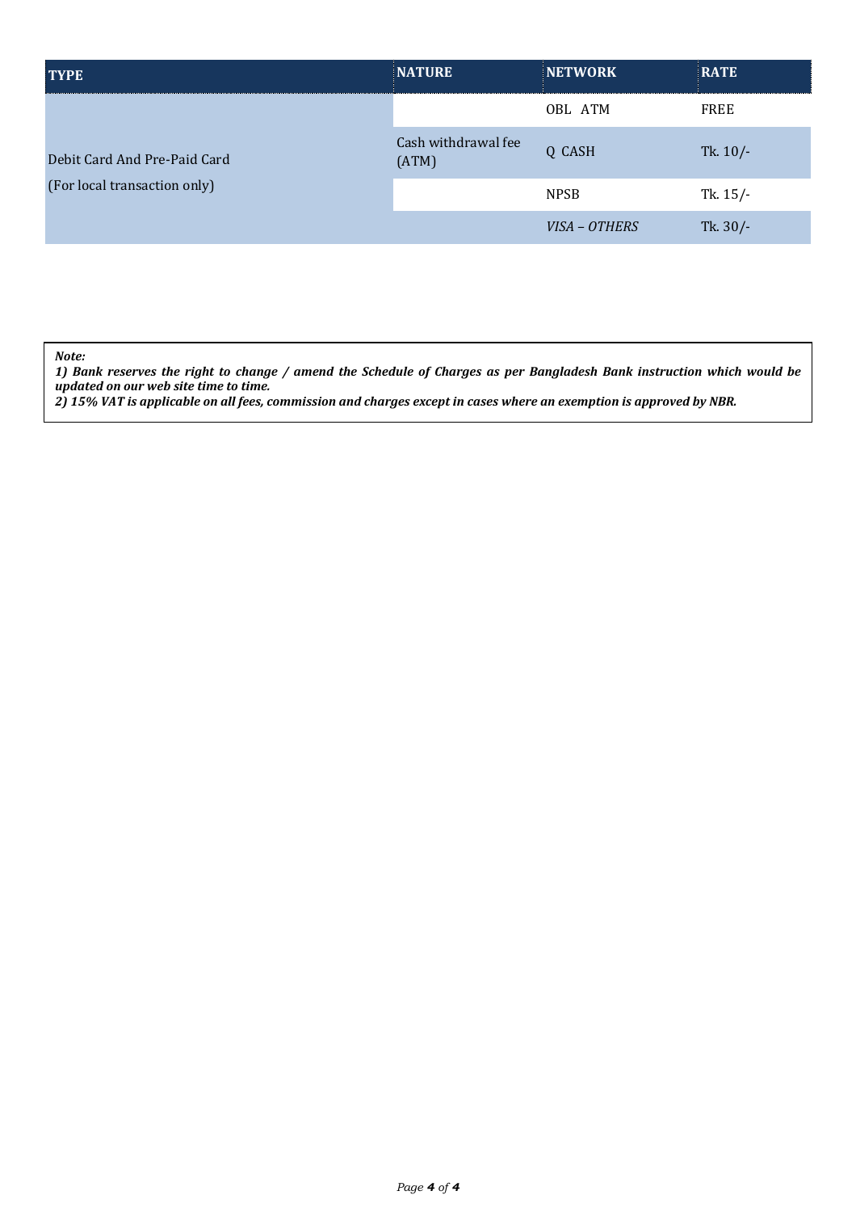| TYPE | NATURE | NETWORK | RATE |
|---|---|---|---|
| Debit Card And Pre-Paid Card (For local transaction only) | Cash withdrawal fee (ATM) | OBL ATM | FREE |
| | | Q CASH | Tk. 10/- |
| | | NPSB | Tk. 15/- |
| | | *VISA – OTHERS* | Tk. 30/- |

***Note:***
***1) Bank reserves the right to change / amend the Schedule of Charges as per Bangladesh Bank instruction which would be updated on our web site time to time.***
***2) 15% VAT is applicable on all fees, commission and charges except in cases where an exemption is approved by NBR.***